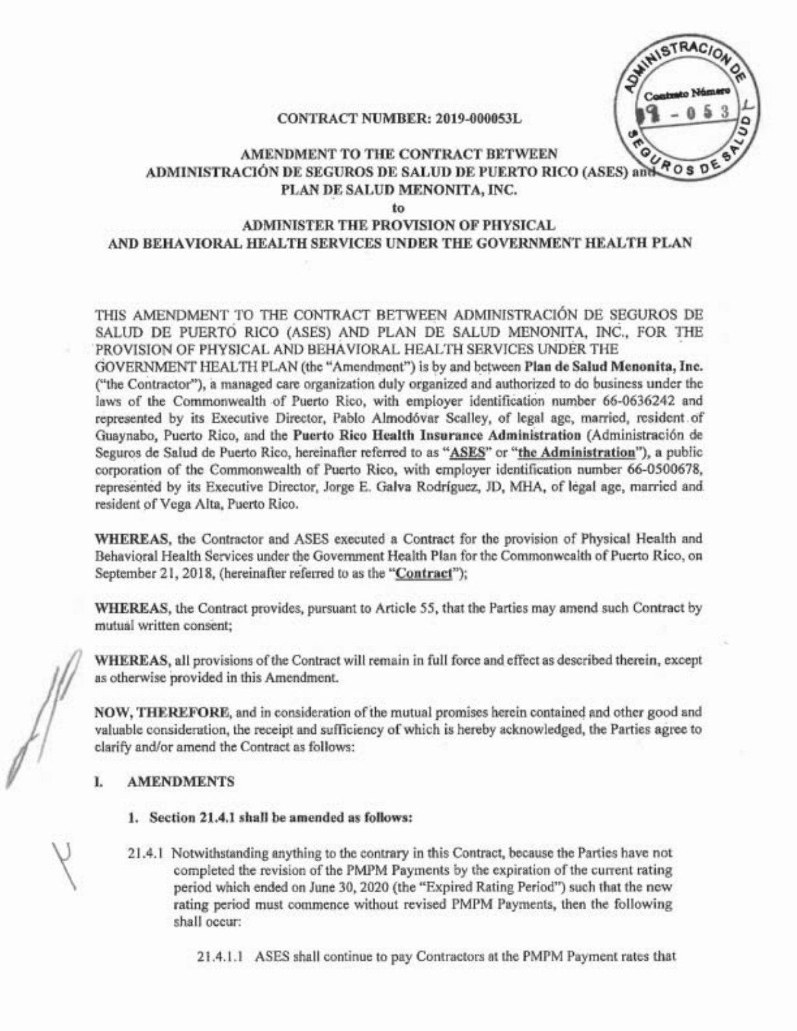**CONTRACT NUMBER: 2019-000053L**

**AMENDMENT TO THE CONTRACT BETWEEN ADMINISTRACIÓN DE SEGUROS DE SALUD DE PUERTO RICO (ASES) and PLAN DE SALUD MENONITA, INC.**

**to**

**ADMINISTER THE PROVISION OF PHYSICAL AND BEHAVIORAL HEALTH SERVICES UNDER THE GOVERNMENT HEALTH PLAN**

THIS AMENDMENT TO THE CONTRACT BETWEEN ADMINISTRACIÓN DE SEGUROS DE SALUD DE PUERTO RICO (ASES) AND PLAN DE SALUD MENONITA, INC., FOR THE PROVISION OF PHYSICAL AND BEHAVIORAL HEALTH SERVICES UNDER THE GOVERNMENT HEALTH PLAN (the "Amendment") is by and between **Plan de Salud Menonita, Inc.** ("the Contractor"), a managed care organization duly organized and authorized to do business under the laws of the Commonwealth of Puerto Rico, with employer identification number 66-0636242 and represented by its Executive Director, Pablo Almodóvar Scalley, of legal age, married, resident of Guaynabo, Puerto Rico, and the **Puerto Rico Health Insurance Administration** (Administración de Seguros de Salud de Puerto Rico, hereinafter referred to as "**ASES**" or "**the Administration**"), a public corporation of the Commonwealth of Puerto Rico, with employer identification number 66-0500678, represented by its Executive Director, Jorge E. Galva Rodríguez, JD, MHA, of legal age, married and resident of Vega Alta, Puerto Rico.

**WHEREAS**, the Contractor and ASES executed a Contract for the provision of Physical Health and Behavioral Health Services under the Government Health Plan for the Commonwealth of Puerto Rico, on September 21, 2018, (hereinafter referred to as the "**Contract**");

**WHEREAS**, the Contract provides, pursuant to Article 55, that the Parties may amend such Contract by mutual written consent;

**WHEREAS**, all provisions of the Contract will remain in full force and effect as described therein, except as otherwise provided in this Amendment.

**NOW, THEREFORE**, and in consideration of the mutual promises herein contained and other good and valuable consideration, the receipt and sufficiency of which is hereby acknowledged, the Parties agree to clarify and/or amend the Contract as follows:

## I. AMENDMENTS

**1. Section 21.4.1 shall be amended as follows:**

21.4.1 Notwithstanding anything to the contrary in this Contract, because the Parties have not completed the revision of the PMPM Payments by the expiration of the current rating period which ended on June 30, 2020 (the "Expired Rating Period") such that the new rating period must commence without revised PMPM Payments, then the following shall occur:

21.4.1.1 ASES shall continue to pay Contractors at the PMPM Payment rates that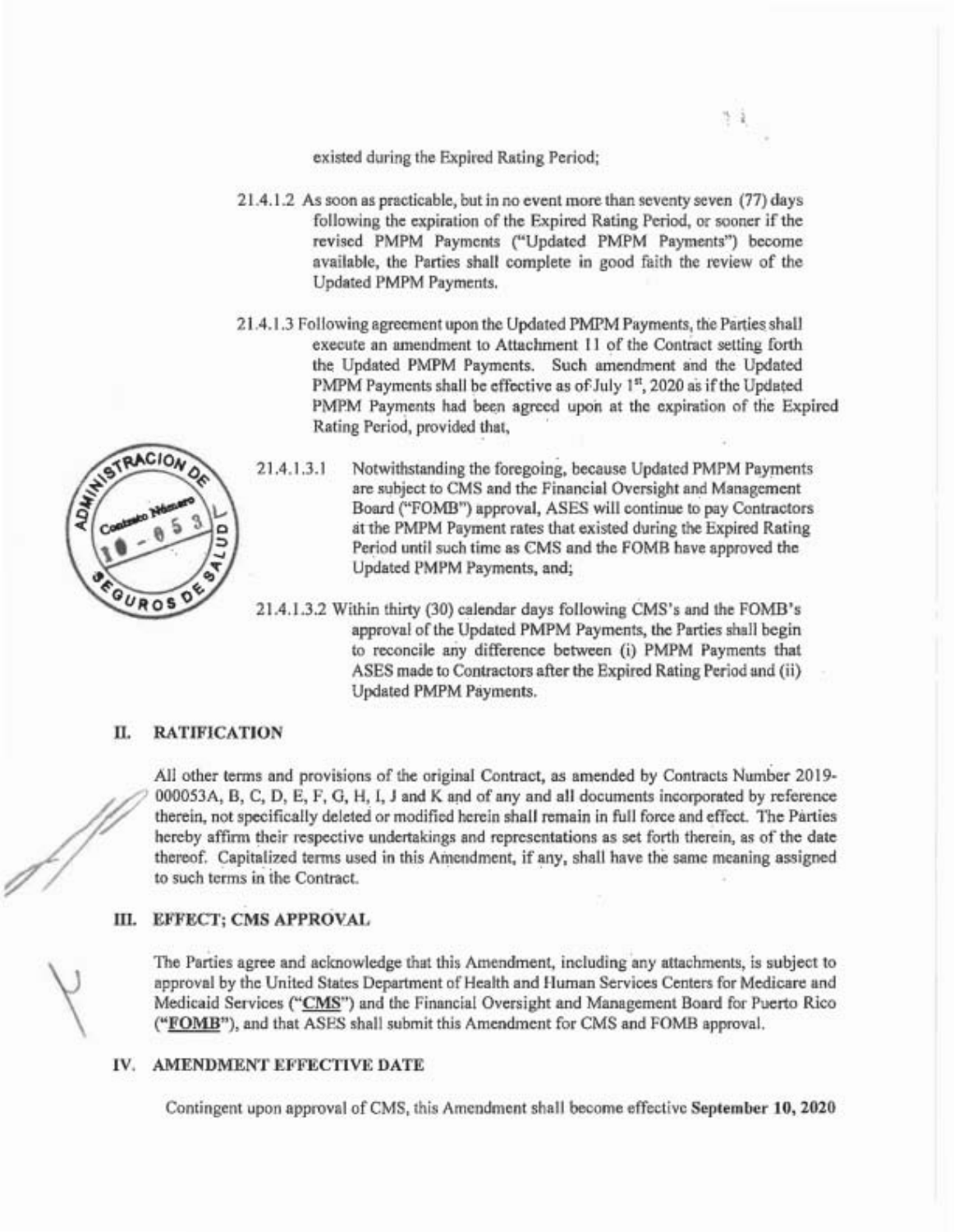existed during the Expired Rating Period;

21.4.1.2 As soon as practicable, but in no event more than seventy seven (77) days following the expiration of the Expired Rating Period, or sooner if the revised PMPM Payments ("Updated PMPM Payments") become available, the Parties shall complete in good faith the review of the Updated PMPM Payments.

21.4.1.3 Following agreement upon the Updated PMPM Payments, the Parties shall execute an amendment to Attachment 11 of the Contract setting forth the Updated PMPM Payments. Such amendment and the Updated PMPM Payments shall be effective as of July 1st, 2020 as if the Updated PMPM Payments had been agreed upon at the expiration of the Expired Rating Period, provided that,

21.4.1.3.1 Notwithstanding the foregoing, because Updated PMPM Payments are subject to CMS and the Financial Oversight and Management Board ("FOMB") approval, ASES will continue to pay Contractors at the PMPM Payment rates that existed during the Expired Rating Period until such time as CMS and the FOMB have approved the Updated PMPM Payments, and;

21.4.1.3.2 Within thirty (30) calendar days following CMS's and the FOMB's approval of the Updated PMPM Payments, the Parties shall begin to reconcile any difference between (i) PMPM Payments that ASES made to Contractors after the Expired Rating Period and (ii) Updated PMPM Payments.

## II. RATIFICATION

All other terms and provisions of the original Contract, as amended by Contracts Number 2019-000053A, B, C, D, E, F, G, H, I, J and K and of any and all documents incorporated by reference therein, not specifically deleted or modified herein shall remain in full force and effect. The Parties hereby affirm their respective undertakings and representations as set forth therein, as of the date thereof. Capitalized terms used in this Amendment, if any, shall have the same meaning assigned to such terms in the Contract.

## III. EFFECT; CMS APPROVAL

The Parties agree and acknowledge that this Amendment, including any attachments, is subject to approval by the United States Department of Health and Human Services Centers for Medicare and Medicaid Services ("**CMS**") and the Financial Oversight and Management Board for Puerto Rico ("**FOMB**"), and that ASES shall submit this Amendment for CMS and FOMB approval.

## IV. AMENDMENT EFFECTIVE DATE

Contingent upon approval of CMS, this Amendment shall become effective **September 10, 2020**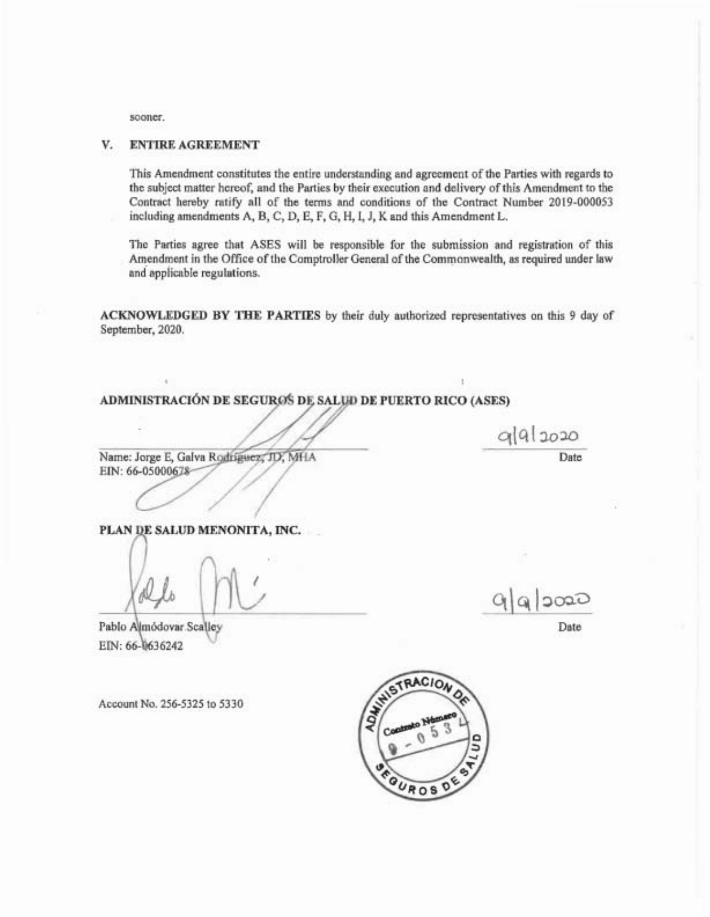sooner.

## V. ENTIRE AGREEMENT

This Amendment constitutes the entire understanding and agreement of the Parties with regards to the subject matter hereof, and the Parties by their execution and delivery of this Amendment to the Contract hereby ratify all of the terms and conditions of the Contract Number 2019-000053 including amendments A, B, C, D, E, F, G, H, I, J, K and this Amendment L.

The Parties agree that ASES will be responsible for the submission and registration of this Amendment in the Office of the Comptroller General of the Commonwealth, as required under law and applicable regulations.

**ACKNOWLEDGED BY THE PARTIES** by their duly authorized representatives on this 9 day of September, 2020.

**ADMINISTRACIÓN DE SEGUROS DE SALUD DE PUERTO RICO (ASES)**

Name: Jorge E, Galva Rodriguez, JD, MHA
EIN: 66-05000678

9/9/2020
Date

**PLAN DE SALUD MENONITA, INC.**

Pablo Almódovar Scalley
EIN: 66-0636242

9/9/2020
Date

Account No. 256-5325 to 5330

ADMINISTRACION DE SEGUROS DE SALUD
Contrato Número
9 - 0 5 3 4